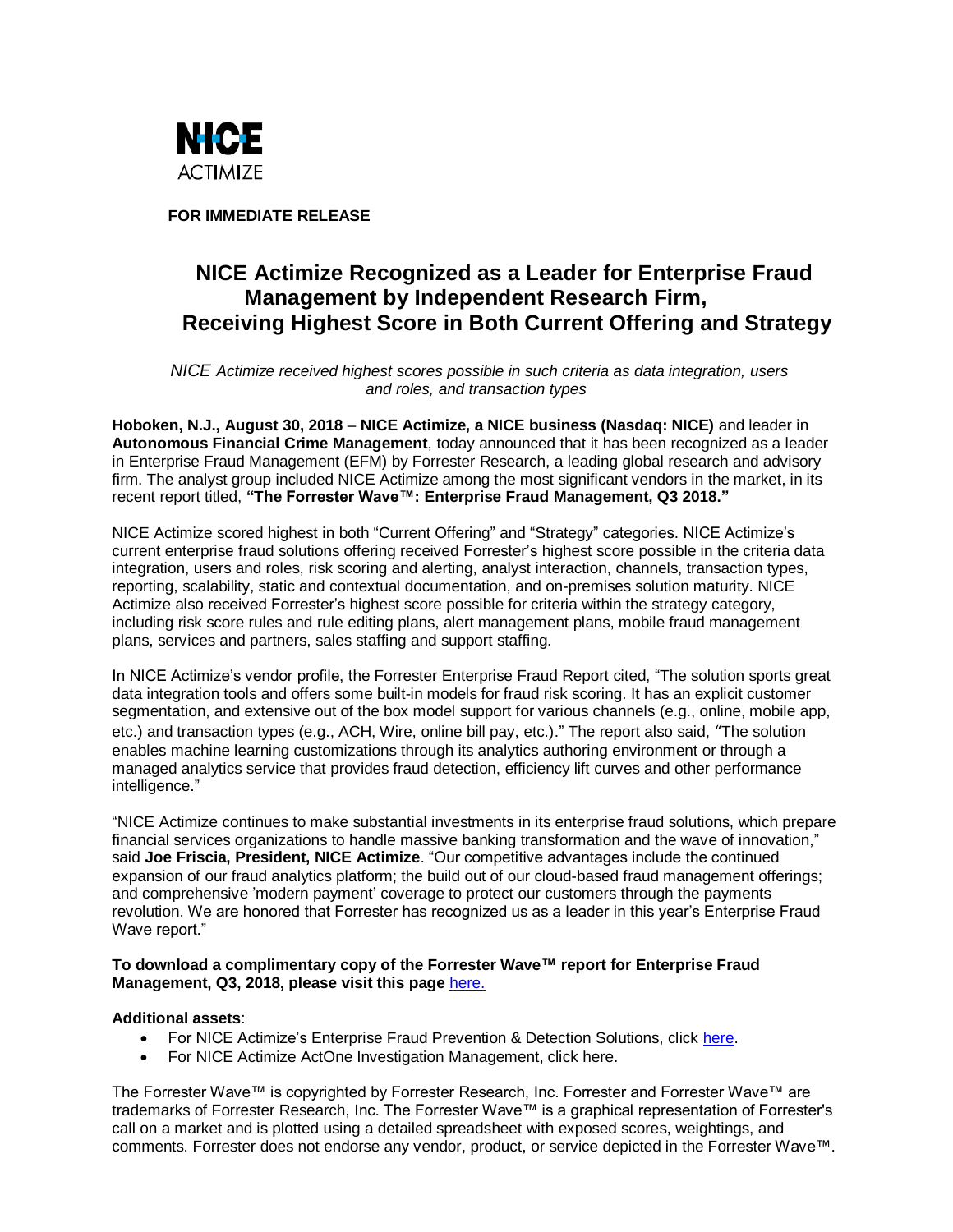NICE
ACTIMIZE

**FOR IMMEDIATE RELEASE**

# NICE Actimize Recognized as a Leader for Enterprise Fraud Management by Independent Research Firm, Receiving Highest Score in Both Current Offering and Strategy

*NICE Actimize received highest scores possible in such criteria as data integration, users and roles, and transaction types*

**Hoboken, N.J., August 30, 2018** – **NICE Actimize, a NICE business (Nasdaq: NICE)** and leader in **Autonomous Financial Crime Management**, today announced that it has been recognized as a leader in Enterprise Fraud Management (EFM) by Forrester Research, a leading global research and advisory firm. The analyst group included NICE Actimize among the most significant vendors in the market, in its recent report titled, **"The Forrester Wave™: Enterprise Fraud Management, Q3 2018."**

NICE Actimize scored highest in both "Current Offering" and "Strategy" categories. NICE Actimize's current enterprise fraud solutions offering received Forrester's highest score possible in the criteria data integration, users and roles, risk scoring and alerting, analyst interaction, channels, transaction types, reporting, scalability, static and contextual documentation, and on-premises solution maturity. NICE Actimize also received Forrester's highest score possible for criteria within the strategy category, including risk score rules and rule editing plans, alert management plans, mobile fraud management plans, services and partners, sales staffing and support staffing.

In NICE Actimize's vendor profile, the Forrester Enterprise Fraud Report cited, "The solution sports great data integration tools and offers some built-in models for fraud risk scoring. It has an explicit customer segmentation, and extensive out of the box model support for various channels (e.g., online, mobile app, etc.) and transaction types (e.g., ACH, Wire, online bill pay, etc.)." The report also said, "The solution enables machine learning customizations through its analytics authoring environment or through a managed analytics service that provides fraud detection, efficiency lift curves and other performance intelligence."

"NICE Actimize continues to make substantial investments in its enterprise fraud solutions, which prepare financial services organizations to handle massive banking transformation and the wave of innovation," said **Joe Friscia, President, NICE Actimize**. "Our competitive advantages include the continued expansion of our fraud analytics platform; the build out of our cloud-based fraud management offerings; and comprehensive 'modern payment' coverage to protect our customers through the payments revolution. We are honored that Forrester has recognized us as a leader in this year's Enterprise Fraud Wave report."

**To download a complimentary copy of the Forrester Wave™ report for Enterprise Fraud Management, Q3, 2018, please visit this page** here.

**Additional assets**:

- For NICE Actimize's Enterprise Fraud Prevention & Detection Solutions, click here.
- For NICE Actimize ActOne Investigation Management, click here.

The Forrester Wave™ is copyrighted by Forrester Research, Inc. Forrester and Forrester Wave™ are trademarks of Forrester Research, Inc. The Forrester Wave™ is a graphical representation of Forrester's call on a market and is plotted using a detailed spreadsheet with exposed scores, weightings, and comments. Forrester does not endorse any vendor, product, or service depicted in the Forrester Wave™.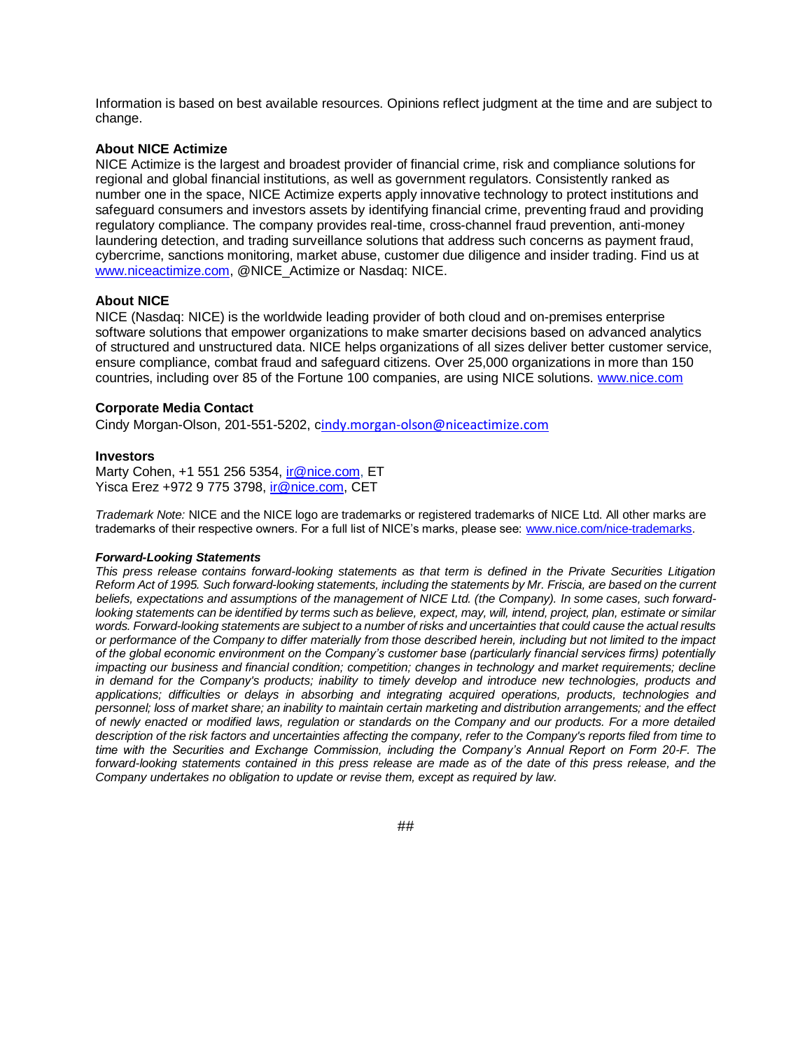Information is based on best available resources. Opinions reflect judgment at the time and are subject to change.

**About NICE Actimize**

NICE Actimize is the largest and broadest provider of financial crime, risk and compliance solutions for regional and global financial institutions, as well as government regulators. Consistently ranked as number one in the space, NICE Actimize experts apply innovative technology to protect institutions and safeguard consumers and investors assets by identifying financial crime, preventing fraud and providing regulatory compliance. The company provides real-time, cross-channel fraud prevention, anti-money laundering detection, and trading surveillance solutions that address such concerns as payment fraud, cybercrime, sanctions monitoring, market abuse, customer due diligence and insider trading. Find us at www.niceactimize.com, @NICE_Actimize or Nasdaq: NICE.

**About NICE**

NICE (Nasdaq: NICE) is the worldwide leading provider of both cloud and on-premises enterprise software solutions that empower organizations to make smarter decisions based on advanced analytics of structured and unstructured data. NICE helps organizations of all sizes deliver better customer service, ensure compliance, combat fraud and safeguard citizens. Over 25,000 organizations in more than 150 countries, including over 85 of the Fortune 100 companies, are using NICE solutions. www.nice.com

**Corporate Media Contact**

Cindy Morgan-Olson, 201-551-5202, cindy.morgan-olson@niceactimize.com

**Investors**

Marty Cohen, +1 551 256 5354, ir@nice.com, ET
Yisca Erez +972 9 775 3798, ir@nice.com, CET

*Trademark Note:* NICE and the NICE logo are trademarks or registered trademarks of NICE Ltd. All other marks are trademarks of their respective owners. For a full list of NICE's marks, please see: www.nice.com/nice-trademarks.

***Forward-Looking Statements***

*This press release contains forward-looking statements as that term is defined in the Private Securities Litigation Reform Act of 1995. Such forward-looking statements, including the statements by Mr. Friscia, are based on the current beliefs, expectations and assumptions of the management of NICE Ltd. (the Company). In some cases, such forward-looking statements can be identified by terms such as believe, expect, may, will, intend, project, plan, estimate or similar words. Forward-looking statements are subject to a number of risks and uncertainties that could cause the actual results or performance of the Company to differ materially from those described herein, including but not limited to the impact of the global economic environment on the Company's customer base (particularly financial services firms) potentially impacting our business and financial condition; competition; changes in technology and market requirements; decline in demand for the Company's products; inability to timely develop and introduce new technologies, products and applications; difficulties or delays in absorbing and integrating acquired operations, products, technologies and personnel; loss of market share; an inability to maintain certain marketing and distribution arrangements; and the effect of newly enacted or modified laws, regulation or standards on the Company and our products. For a more detailed description of the risk factors and uncertainties affecting the company, refer to the Company's reports filed from time to time with the Securities and Exchange Commission, including the Company's Annual Report on Form 20-F. The forward-looking statements contained in this press release are made as of the date of this press release, and the Company undertakes no obligation to update or revise them, except as required by law.*

##